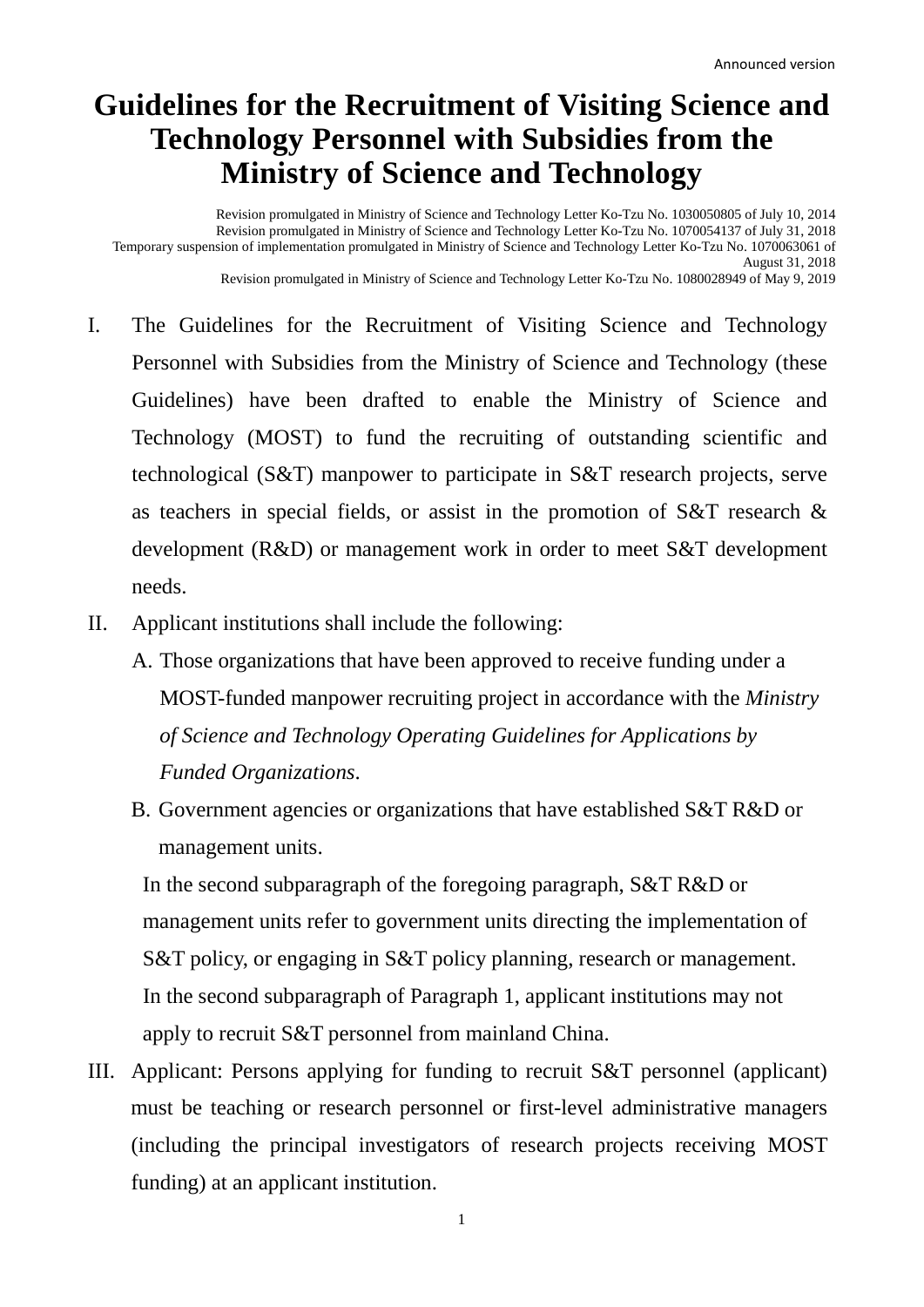Announced version

# Guidelines for the Recruitment of Visiting Science and Technology Personnel with Subsidies from the Ministry of Science and Technology

Revision promulgated in Ministry of Science and Technology Letter Ko-Tzu No. 1030050805 of July 10, 2014
Revision promulgated in Ministry of Science and Technology Letter Ko-Tzu No. 1070054137 of July 31, 2018
Temporary suspension of implementation promulgated in Ministry of Science and Technology Letter Ko-Tzu No. 1070063061 of August 31, 2018
Revision promulgated in Ministry of Science and Technology Letter Ko-Tzu No. 1080028949 of May 9, 2019

I. The Guidelines for the Recruitment of Visiting Science and Technology Personnel with Subsidies from the Ministry of Science and Technology (these Guidelines) have been drafted to enable the Ministry of Science and Technology (MOST) to fund the recruiting of outstanding scientific and technological (S&T) manpower to participate in S&T research projects, serve as teachers in special fields, or assist in the promotion of S&T research & development (R&D) or management work in order to meet S&T development needs.

II. Applicant institutions shall include the following:

   A. Those organizations that have been approved to receive funding under a MOST-funded manpower recruiting project in accordance with the *Ministry of Science and Technology Operating Guidelines for Applications by Funded Organizations*.

   B. Government agencies or organizations that have established S&T R&D or management units.

   In the second subparagraph of the foregoing paragraph, S&T R&D or management units refer to government units directing the implementation of S&T policy, or engaging in S&T policy planning, research or management.

   In the second subparagraph of Paragraph 1, applicant institutions may not apply to recruit S&T personnel from mainland China.

III. Applicant: Persons applying for funding to recruit S&T personnel (applicant) must be teaching or research personnel or first-level administrative managers (including the principal investigators of research projects receiving MOST funding) at an applicant institution.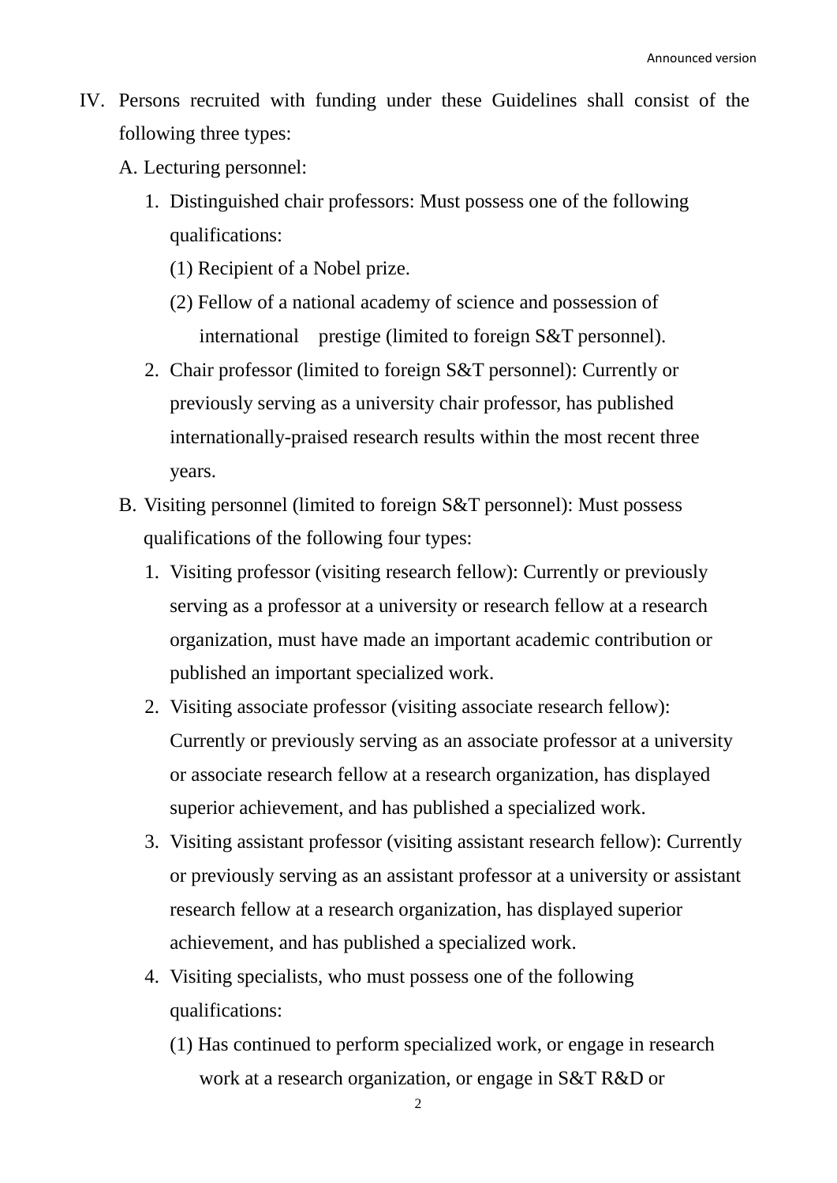IV. Persons recruited with funding under these Guidelines shall consist of the following three types:

A. Lecturing personnel:

1. Distinguished chair professors: Must possess one of the following qualifications:

   (1) Recipient of a Nobel prize.

   (2) Fellow of a national academy of science and possession of international prestige (limited to foreign S&T personnel).

2. Chair professor (limited to foreign S&T personnel): Currently or previously serving as a university chair professor, has published internationally-praised research results within the most recent three years.

B. Visiting personnel (limited to foreign S&T personnel): Must possess qualifications of the following four types:

1. Visiting professor (visiting research fellow): Currently or previously serving as a professor at a university or research fellow at a research organization, must have made an important academic contribution or published an important specialized work.

2. Visiting associate professor (visiting associate research fellow): Currently or previously serving as an associate professor at a university or associate research fellow at a research organization, has displayed superior achievement, and has published a specialized work.

3. Visiting assistant professor (visiting assistant research fellow): Currently or previously serving as an assistant professor at a university or assistant research fellow at a research organization, has displayed superior achievement, and has published a specialized work.

4. Visiting specialists, who must possess one of the following qualifications:

   (1) Has continued to perform specialized work, or engage in research work at a research organization, or engage in S&T R&D or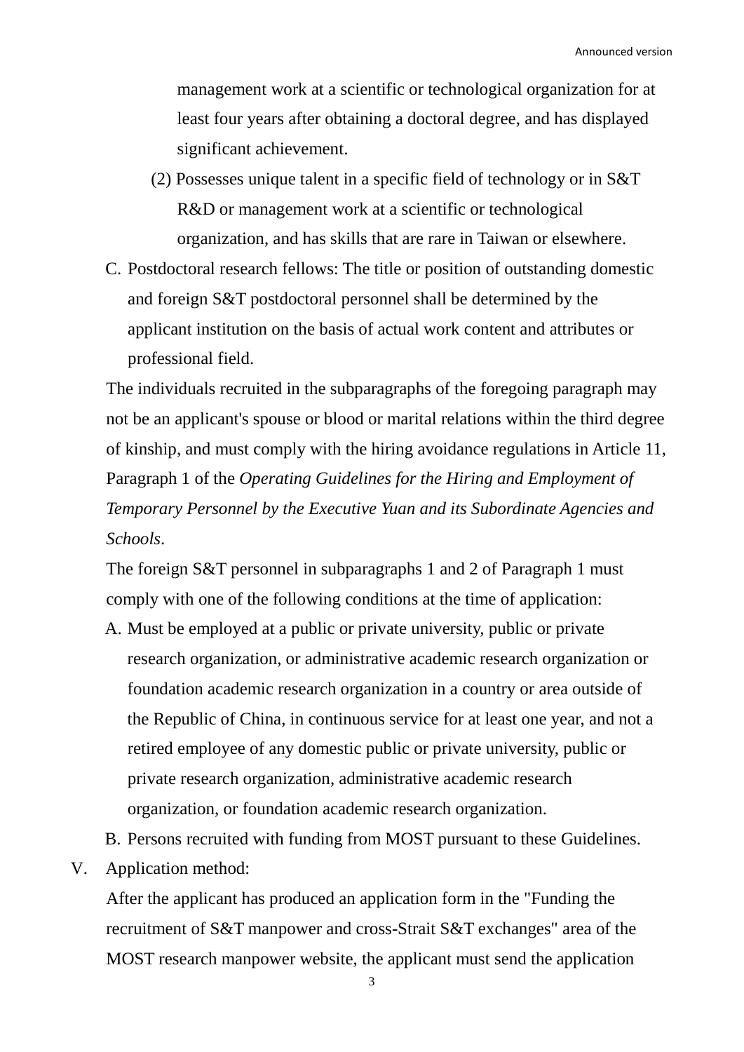management work at a scientific or technological organization for at least four years after obtaining a doctoral degree, and has displayed significant achievement.

(2) Possesses unique talent in a specific field of technology or in S&T R&D or management work at a scientific or technological organization, and has skills that are rare in Taiwan or elsewhere.

C. Postdoctoral research fellows: The title or position of outstanding domestic and foreign S&T postdoctoral personnel shall be determined by the applicant institution on the basis of actual work content and attributes or professional field.

The individuals recruited in the subparagraphs of the foregoing paragraph may not be an applicant's spouse or blood or marital relations within the third degree of kinship, and must comply with the hiring avoidance regulations in Article 11, Paragraph 1 of the *Operating Guidelines for the Hiring and Employment of Temporary Personnel by the Executive Yuan and its Subordinate Agencies and Schools*.

The foreign S&T personnel in subparagraphs 1 and 2 of Paragraph 1 must comply with one of the following conditions at the time of application:

A. Must be employed at a public or private university, public or private research organization, or administrative academic research organization or foundation academic research organization in a country or area outside of the Republic of China, in continuous service for at least one year, and not a retired employee of any domestic public or private university, public or private research organization, administrative academic research organization, or foundation academic research organization.

B. Persons recruited with funding from MOST pursuant to these Guidelines.

V. Application method:

After the applicant has produced an application form in the "Funding the recruitment of S&T manpower and cross-Strait S&T exchanges" area of the MOST research manpower website, the applicant must send the application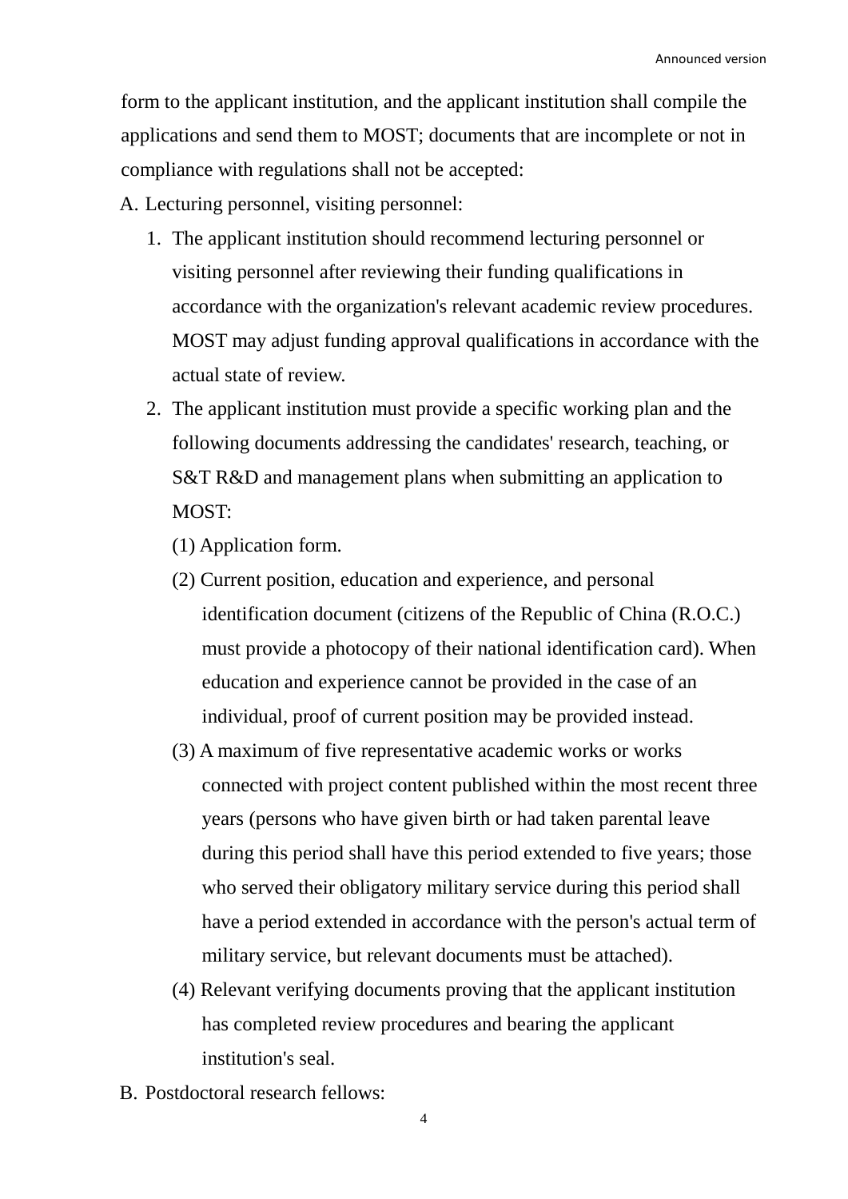form to the applicant institution, and the applicant institution shall compile the applications and send them to MOST; documents that are incomplete or not in compliance with regulations shall not be accepted:

A. Lecturing personnel, visiting personnel:

1. The applicant institution should recommend lecturing personnel or visiting personnel after reviewing their funding qualifications in accordance with the organization's relevant academic review procedures. MOST may adjust funding approval qualifications in accordance with the actual state of review.
2. The applicant institution must provide a specific working plan and the following documents addressing the candidates' research, teaching, or S&T R&D and management plans when submitting an application to MOST:

   (1) Application form.

   (2) Current position, education and experience, and personal identification document (citizens of the Republic of China (R.O.C.) must provide a photocopy of their national identification card). When education and experience cannot be provided in the case of an individual, proof of current position may be provided instead.

   (3) A maximum of five representative academic works or works connected with project content published within the most recent three years (persons who have given birth or had taken parental leave during this period shall have this period extended to five years; those who served their obligatory military service during this period shall have a period extended in accordance with the person's actual term of military service, but relevant documents must be attached).

   (4) Relevant verifying documents proving that the applicant institution has completed review procedures and bearing the applicant institution's seal.

B. Postdoctoral research fellows: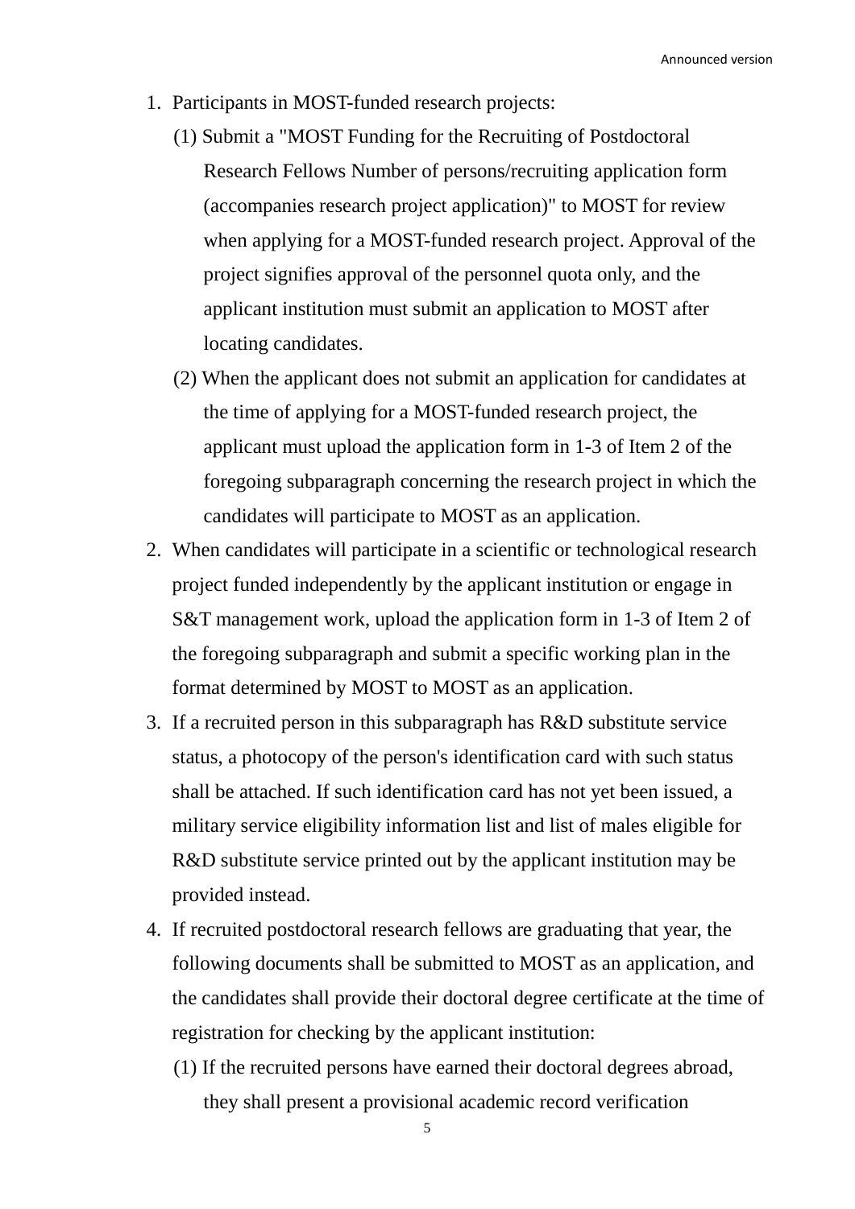1. Participants in MOST-funded research projects:
   (1) Submit a "MOST Funding for the Recruiting of Postdoctoral Research Fellows Number of persons/recruiting application form (accompanies research project application)" to MOST for review when applying for a MOST-funded research project. Approval of the project signifies approval of the personnel quota only, and the applicant institution must submit an application to MOST after locating candidates.
   (2) When the applicant does not submit an application for candidates at the time of applying for a MOST-funded research project, the applicant must upload the application form in 1-3 of Item 2 of the foregoing subparagraph concerning the research project in which the candidates will participate to MOST as an application.
2. When candidates will participate in a scientific or technological research project funded independently by the applicant institution or engage in S&T management work, upload the application form in 1-3 of Item 2 of the foregoing subparagraph and submit a specific working plan in the format determined by MOST to MOST as an application.
3. If a recruited person in this subparagraph has R&D substitute service status, a photocopy of the person's identification card with such status shall be attached. If such identification card has not yet been issued, a military service eligibility information list and list of males eligible for R&D substitute service printed out by the applicant institution may be provided instead.
4. If recruited postdoctoral research fellows are graduating that year, the following documents shall be submitted to MOST as an application, and the candidates shall provide their doctoral degree certificate at the time of registration for checking by the applicant institution:
   (1) If the recruited persons have earned their doctoral degrees abroad, they shall present a provisional academic record verification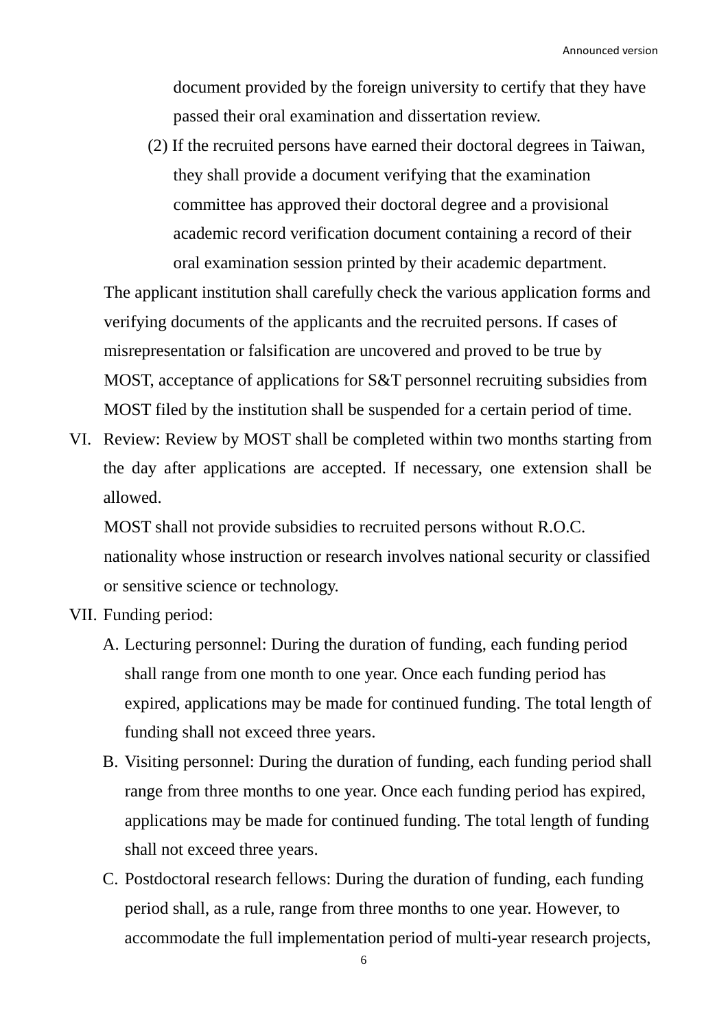document provided by the foreign university to certify that they have passed their oral examination and dissertation review.

(2) If the recruited persons have earned their doctoral degrees in Taiwan, they shall provide a document verifying that the examination committee has approved their doctoral degree and a provisional academic record verification document containing a record of their oral examination session printed by their academic department.

The applicant institution shall carefully check the various application forms and verifying documents of the applicants and the recruited persons. If cases of misrepresentation or falsification are uncovered and proved to be true by MOST, acceptance of applications for S&T personnel recruiting subsidies from MOST filed by the institution shall be suspended for a certain period of time.

VI. Review: Review by MOST shall be completed within two months starting from the day after applications are accepted. If necessary, one extension shall be allowed.

MOST shall not provide subsidies to recruited persons without R.O.C. nationality whose instruction or research involves national security or classified or sensitive science or technology.

VII. Funding period:

A. Lecturing personnel: During the duration of funding, each funding period shall range from one month to one year. Once each funding period has expired, applications may be made for continued funding. The total length of funding shall not exceed three years.

B. Visiting personnel: During the duration of funding, each funding period shall range from three months to one year. Once each funding period has expired, applications may be made for continued funding. The total length of funding shall not exceed three years.

C. Postdoctoral research fellows: During the duration of funding, each funding period shall, as a rule, range from three months to one year. However, to accommodate the full implementation period of multi-year research projects,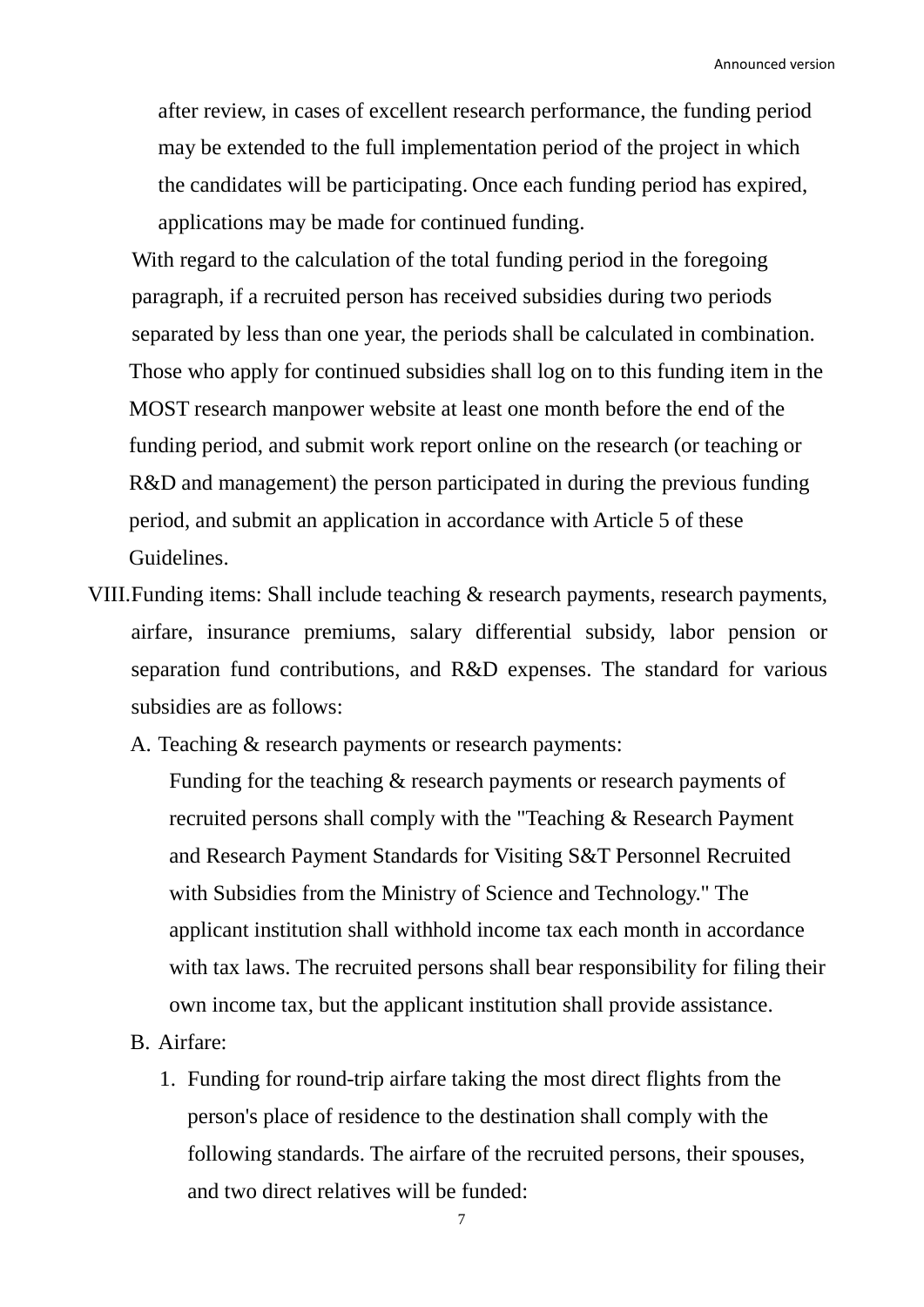after review, in cases of excellent research performance, the funding period may be extended to the full implementation period of the project in which the candidates will be participating. Once each funding period has expired, applications may be made for continued funding.

With regard to the calculation of the total funding period in the foregoing paragraph, if a recruited person has received subsidies during two periods separated by less than one year, the periods shall be calculated in combination.

Those who apply for continued subsidies shall log on to this funding item in the MOST research manpower website at least one month before the end of the funding period, and submit work report online on the research (or teaching or R&D and management) the person participated in during the previous funding period, and submit an application in accordance with Article 5 of these Guidelines.

VIII. Funding items: Shall include teaching & research payments, research payments, airfare, insurance premiums, salary differential subsidy, labor pension or separation fund contributions, and R&D expenses. The standard for various subsidies are as follows:

A. Teaching & research payments or research payments:

Funding for the teaching & research payments or research payments of recruited persons shall comply with the "Teaching & Research Payment and Research Payment Standards for Visiting S&T Personnel Recruited with Subsidies from the Ministry of Science and Technology." The applicant institution shall withhold income tax each month in accordance with tax laws. The recruited persons shall bear responsibility for filing their own income tax, but the applicant institution shall provide assistance.

B. Airfare:

1. Funding for round-trip airfare taking the most direct flights from the person's place of residence to the destination shall comply with the following standards. The airfare of the recruited persons, their spouses, and two direct relatives will be funded: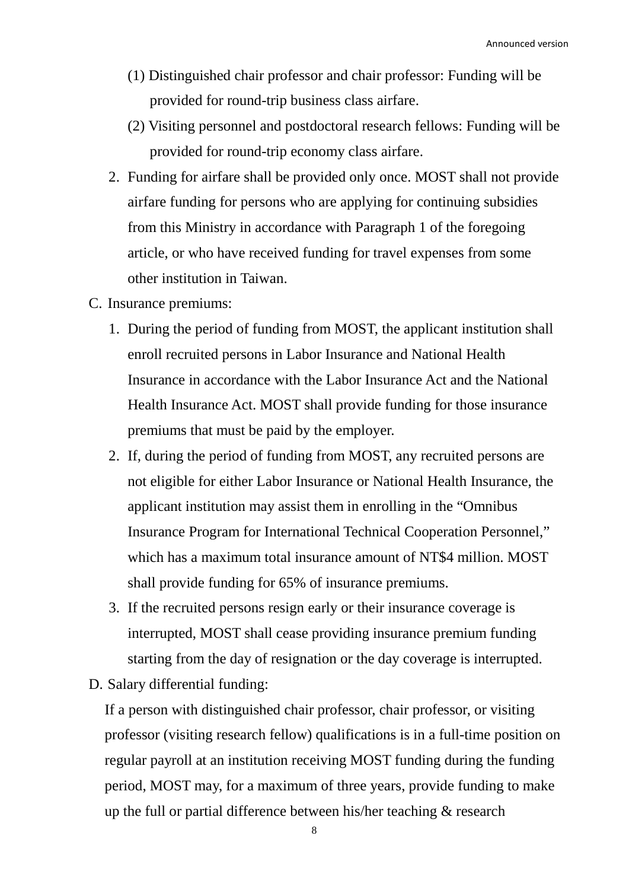(1) Distinguished chair professor and chair professor: Funding will be provided for round-trip business class airfare.

(2) Visiting personnel and postdoctoral research fellows: Funding will be provided for round-trip economy class airfare.

2. Funding for airfare shall be provided only once. MOST shall not provide airfare funding for persons who are applying for continuing subsidies from this Ministry in accordance with Paragraph 1 of the foregoing article, or who have received funding for travel expenses from some other institution in Taiwan.

C. Insurance premiums:

1. During the period of funding from MOST, the applicant institution shall enroll recruited persons in Labor Insurance and National Health Insurance in accordance with the Labor Insurance Act and the National Health Insurance Act. MOST shall provide funding for those insurance premiums that must be paid by the employer.
2. If, during the period of funding from MOST, any recruited persons are not eligible for either Labor Insurance or National Health Insurance, the applicant institution may assist them in enrolling in the “Omnibus Insurance Program for International Technical Cooperation Personnel,” which has a maximum total insurance amount of NT$4 million. MOST shall provide funding for 65% of insurance premiums.
3. If the recruited persons resign early or their insurance coverage is interrupted, MOST shall cease providing insurance premium funding starting from the day of resignation or the day coverage is interrupted.

D. Salary differential funding:

If a person with distinguished chair professor, chair professor, or visiting professor (visiting research fellow) qualifications is in a full-time position on regular payroll at an institution receiving MOST funding during the funding period, MOST may, for a maximum of three years, provide funding to make up the full or partial difference between his/her teaching & research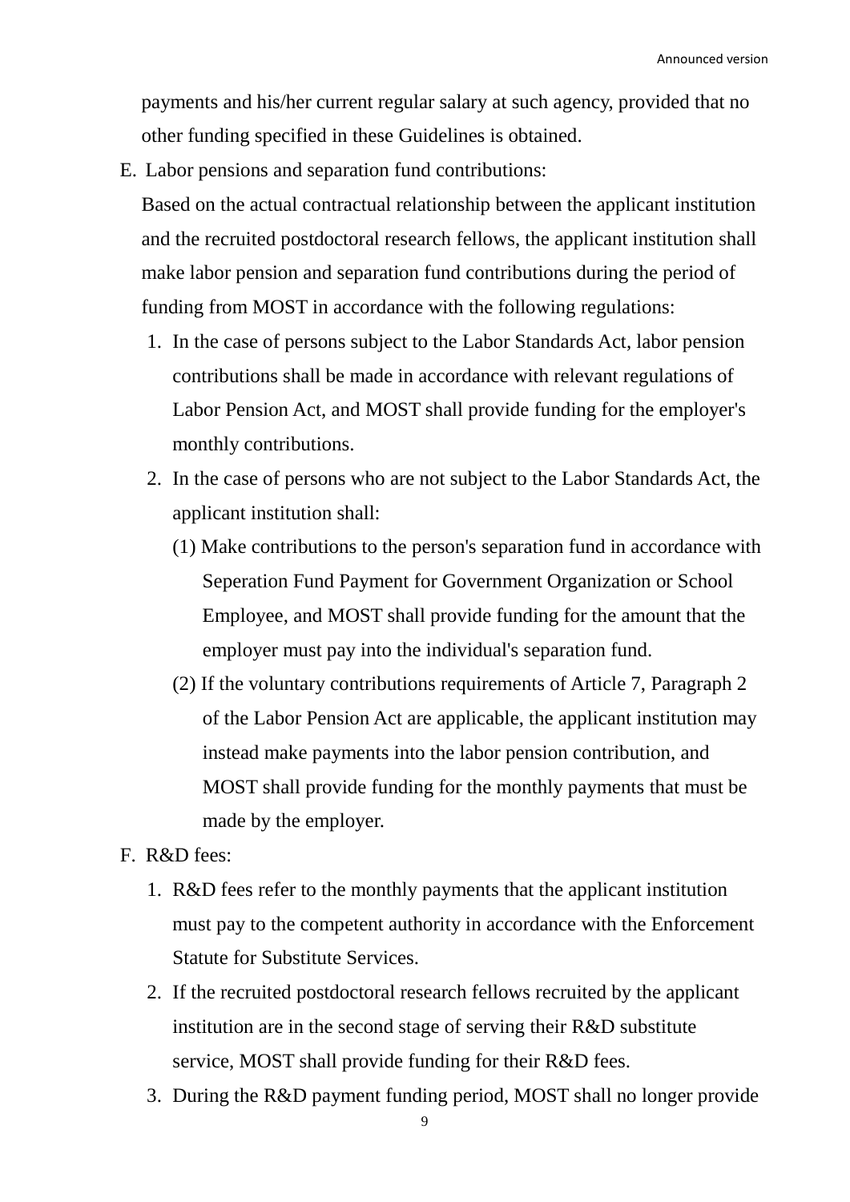payments and his/her current regular salary at such agency, provided that no other funding specified in these Guidelines is obtained.

E. Labor pensions and separation fund contributions:

Based on the actual contractual relationship between the applicant institution and the recruited postdoctoral research fellows, the applicant institution shall make labor pension and separation fund contributions during the period of funding from MOST in accordance with the following regulations:

1. In the case of persons subject to the Labor Standards Act, labor pension contributions shall be made in accordance with relevant regulations of Labor Pension Act, and MOST shall provide funding for the employer's monthly contributions.
2. In the case of persons who are not subject to the Labor Standards Act, the applicant institution shall:
   (1) Make contributions to the person's separation fund in accordance with Seperation Fund Payment for Government Organization or School Employee, and MOST shall provide funding for the amount that the employer must pay into the individual's separation fund.
   (2) If the voluntary contributions requirements of Article 7, Paragraph 2 of the Labor Pension Act are applicable, the applicant institution may instead make payments into the labor pension contribution, and MOST shall provide funding for the monthly payments that must be made by the employer.

F. R&D fees:

1. R&D fees refer to the monthly payments that the applicant institution must pay to the competent authority in accordance with the Enforcement Statute for Substitute Services.
2. If the recruited postdoctoral research fellows recruited by the applicant institution are in the second stage of serving their R&D substitute service, MOST shall provide funding for their R&D fees.
3. During the R&D payment funding period, MOST shall no longer provide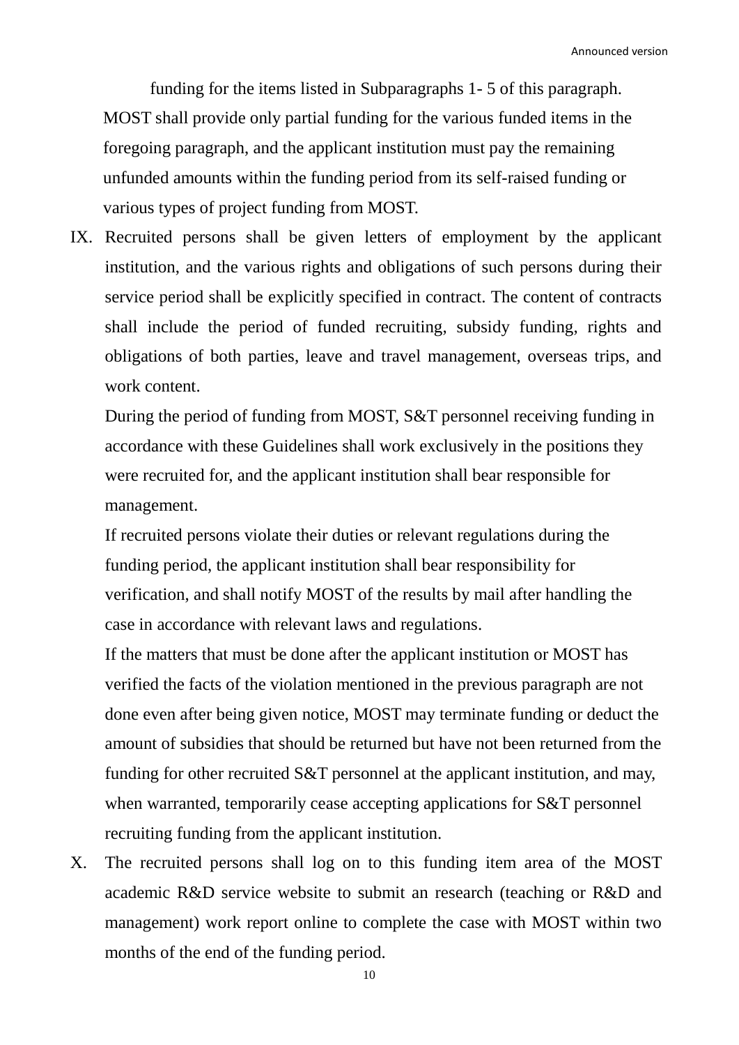funding for the items listed in Subparagraphs 1- 5 of this paragraph.

MOST shall provide only partial funding for the various funded items in the foregoing paragraph, and the applicant institution must pay the remaining unfunded amounts within the funding period from its self-raised funding or various types of project funding from MOST.

IX. Recruited persons shall be given letters of employment by the applicant institution, and the various rights and obligations of such persons during their service period shall be explicitly specified in contract. The content of contracts shall include the period of funded recruiting, subsidy funding, rights and obligations of both parties, leave and travel management, overseas trips, and work content.

    During the period of funding from MOST, S&T personnel receiving funding in accordance with these Guidelines shall work exclusively in the positions they were recruited for, and the applicant institution shall bear responsible for management.

    If recruited persons violate their duties or relevant regulations during the funding period, the applicant institution shall bear responsibility for verification, and shall notify MOST of the results by mail after handling the case in accordance with relevant laws and regulations.

    If the matters that must be done after the applicant institution or MOST has verified the facts of the violation mentioned in the previous paragraph are not done even after being given notice, MOST may terminate funding or deduct the amount of subsidies that should be returned but have not been returned from the funding for other recruited S&T personnel at the applicant institution, and may, when warranted, temporarily cease accepting applications for S&T personnel recruiting funding from the applicant institution.

X. The recruited persons shall log on to this funding item area of the MOST academic R&D service website to submit an research (teaching or R&D and management) work report online to complete the case with MOST within two months of the end of the funding period.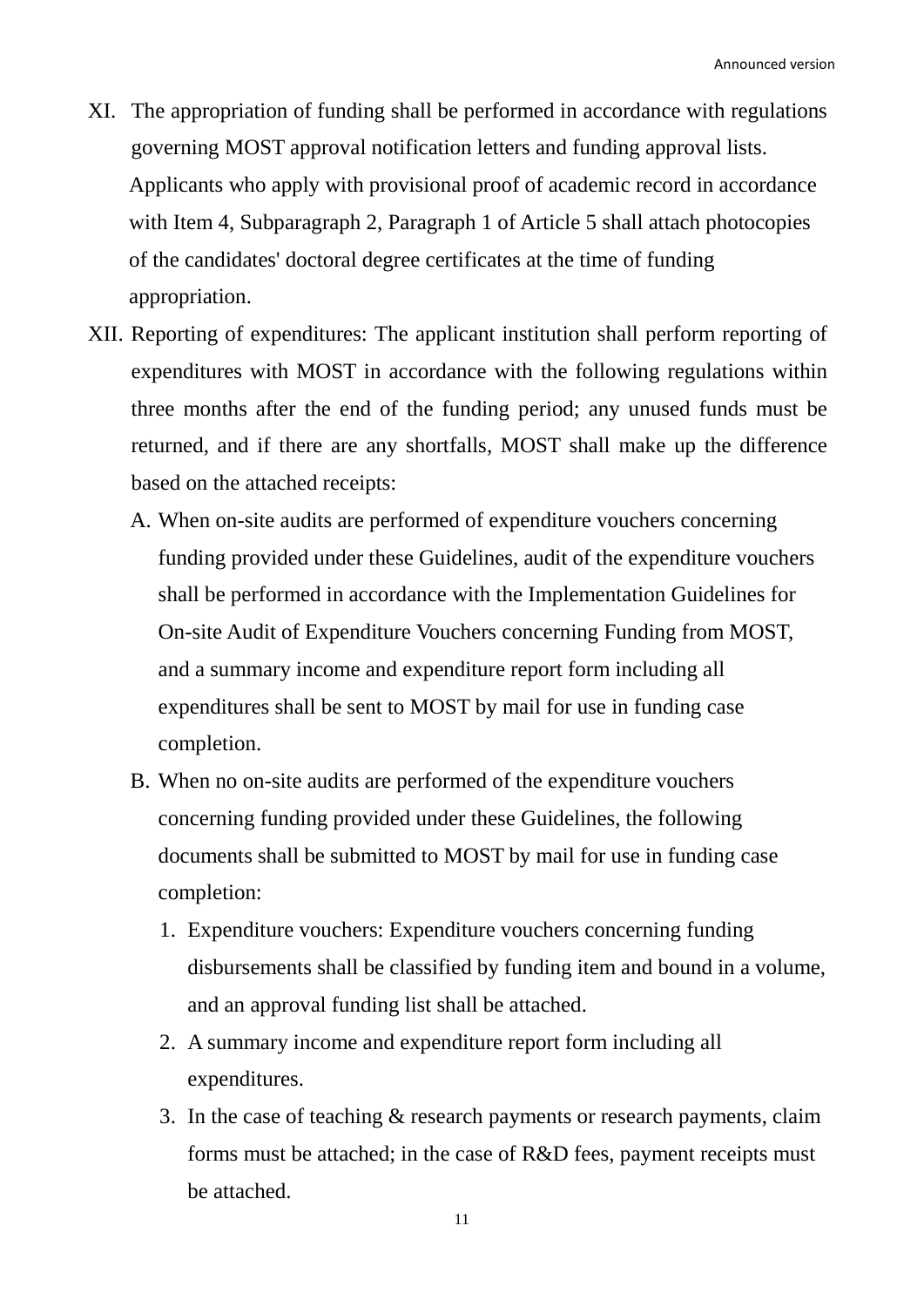XI. The appropriation of funding shall be performed in accordance with regulations governing MOST approval notification letters and funding approval lists. Applicants who apply with provisional proof of academic record in accordance with Item 4, Subparagraph 2, Paragraph 1 of Article 5 shall attach photocopies of the candidates' doctoral degree certificates at the time of funding appropriation.

XII. Reporting of expenditures: The applicant institution shall perform reporting of expenditures with MOST in accordance with the following regulations within three months after the end of the funding period; any unused funds must be returned, and if there are any shortfalls, MOST shall make up the difference based on the attached receipts:

A. When on-site audits are performed of expenditure vouchers concerning funding provided under these Guidelines, audit of the expenditure vouchers shall be performed in accordance with the Implementation Guidelines for On-site Audit of Expenditure Vouchers concerning Funding from MOST, and a summary income and expenditure report form including all expenditures shall be sent to MOST by mail for use in funding case completion.

B. When no on-site audits are performed of the expenditure vouchers concerning funding provided under these Guidelines, the following documents shall be submitted to MOST by mail for use in funding case completion:

1. Expenditure vouchers: Expenditure vouchers concerning funding disbursements shall be classified by funding item and bound in a volume, and an approval funding list shall be attached.
2. A summary income and expenditure report form including all expenditures.
3. In the case of teaching & research payments or research payments, claim forms must be attached; in the case of R&D fees, payment receipts must be attached.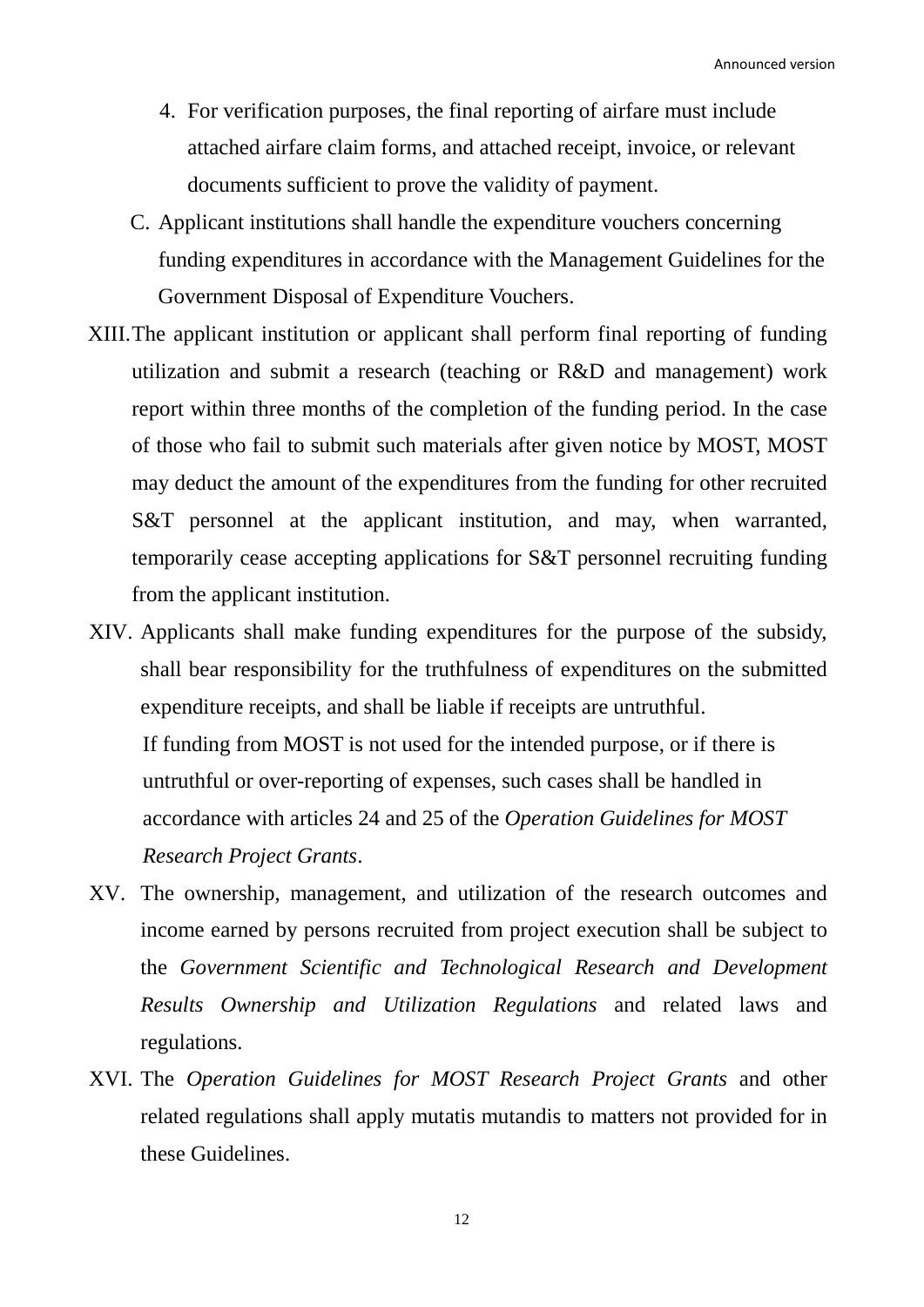4. For verification purposes, the final reporting of airfare must include attached airfare claim forms, and attached receipt, invoice, or relevant documents sufficient to prove the validity of payment.

C. Applicant institutions shall handle the expenditure vouchers concerning funding expenditures in accordance with the Management Guidelines for the Government Disposal of Expenditure Vouchers.

XIII. The applicant institution or applicant shall perform final reporting of funding utilization and submit a research (teaching or R&D and management) work report within three months of the completion of the funding period. In the case of those who fail to submit such materials after given notice by MOST, MOST may deduct the amount of the expenditures from the funding for other recruited S&T personnel at the applicant institution, and may, when warranted, temporarily cease accepting applications for S&T personnel recruiting funding from the applicant institution.

XIV. Applicants shall make funding expenditures for the purpose of the subsidy, shall bear responsibility for the truthfulness of expenditures on the submitted expenditure receipts, and shall be liable if receipts are untruthful.

If funding from MOST is not used for the intended purpose, or if there is untruthful or over-reporting of expenses, such cases shall be handled in accordance with articles 24 and 25 of the *Operation Guidelines for MOST Research Project Grants*.

XV. The ownership, management, and utilization of the research outcomes and income earned by persons recruited from project execution shall be subject to the *Government Scientific and Technological Research and Development Results Ownership and Utilization Regulations* and related laws and regulations.

XVI. The *Operation Guidelines for MOST Research Project Grants* and other related regulations shall apply mutatis mutandis to matters not provided for in these Guidelines.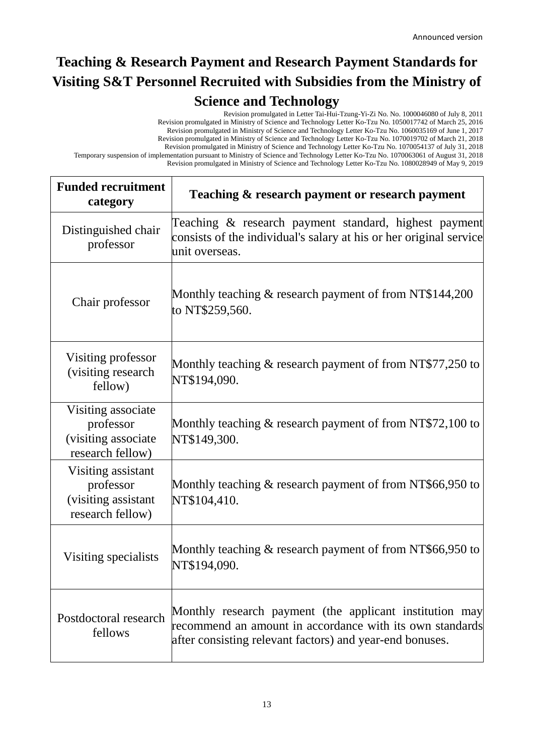Announced version

# Teaching & Research Payment and Research Payment Standards for Visiting S&T Personnel Recruited with Subsidies from the Ministry of Science and Technology

Revision promulgated in Letter Tai-Hui-Tzung-Yi-Zi No. No. 1000046080 of July 8, 2011
Revision promulgated in Ministry of Science and Technology Letter Ko-Tzu No. 1050017742 of March 25, 2016
Revision promulgated in Ministry of Science and Technology Letter Ko-Tzu No. 1060035169 of June 1, 2017
Revision promulgated in Ministry of Science and Technology Letter Ko-Tzu No. 1070019702 of March 21, 2018
Revision promulgated in Ministry of Science and Technology Letter Ko-Tzu No. 1070054137 of July 31, 2018
Temporary suspension of implementation pursuant to Ministry of Science and Technology Letter Ko-Tzu No. 1070063061 of August 31, 2018
Revision promulgated in Ministry of Science and Technology Letter Ko-Tzu No. 1080028949 of May 9, 2019

| Funded recruitment category | Teaching & research payment or research payment |
|---|---|
| Distinguished chair professor | Teaching & research payment standard, highest payment consists of the individual's salary at his or her original service unit overseas. |
| Chair professor | Monthly teaching & research payment of from NT$144,200 to NT$259,560. |
| Visiting professor (visiting research fellow) | Monthly teaching & research payment of from NT$77,250 to NT$194,090. |
| Visiting associate professor (visiting associate research fellow) | Monthly teaching & research payment of from NT$72,100 to NT$149,300. |
| Visiting assistant professor (visiting assistant research fellow) | Monthly teaching & research payment of from NT$66,950 to NT$104,410. |
| Visiting specialists | Monthly teaching & research payment of from NT$66,950 to NT$194,090. |
| Postdoctoral research fellows | Monthly research payment (the applicant institution may recommend an amount in accordance with its own standards after consisting relevant factors) and year-end bonuses. |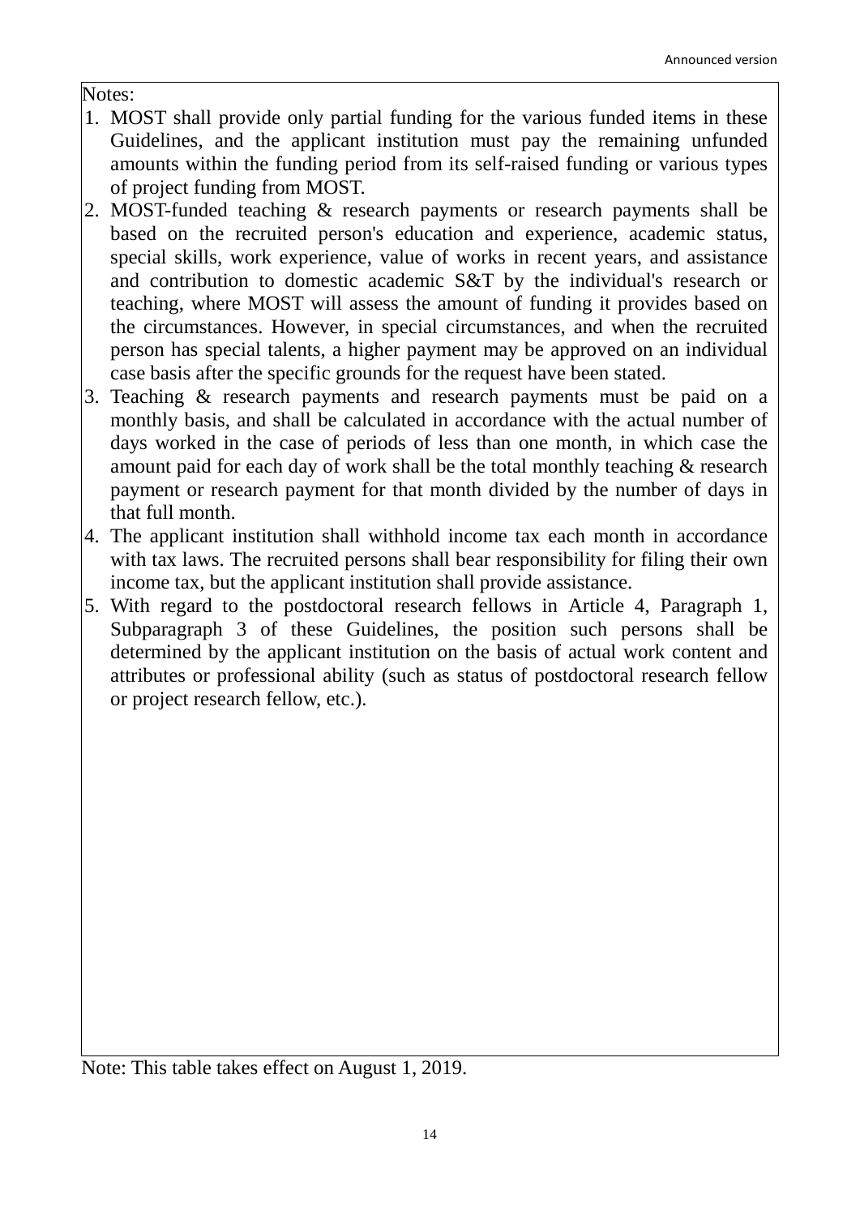Notes:

1. MOST shall provide only partial funding for the various funded items in these Guidelines, and the applicant institution must pay the remaining unfunded amounts within the funding period from its self-raised funding or various types of project funding from MOST.
2. MOST-funded teaching & research payments or research payments shall be based on the recruited person's education and experience, academic status, special skills, work experience, value of works in recent years, and assistance and contribution to domestic academic S&T by the individual's research or teaching, where MOST will assess the amount of funding it provides based on the circumstances. However, in special circumstances, and when the recruited person has special talents, a higher payment may be approved on an individual case basis after the specific grounds for the request have been stated.
3. Teaching & research payments and research payments must be paid on a monthly basis, and shall be calculated in accordance with the actual number of days worked in the case of periods of less than one month, in which case the amount paid for each day of work shall be the total monthly teaching & research payment or research payment for that month divided by the number of days in that full month.
4. The applicant institution shall withhold income tax each month in accordance with tax laws. The recruited persons shall bear responsibility for filing their own income tax, but the applicant institution shall provide assistance.
5. With regard to the postdoctoral research fellows in Article 4, Paragraph 1, Subparagraph 3 of these Guidelines, the position such persons shall be determined by the applicant institution on the basis of actual work content and attributes or professional ability (such as status of postdoctoral research fellow or project research fellow, etc.).

Note: This table takes effect on August 1, 2019.